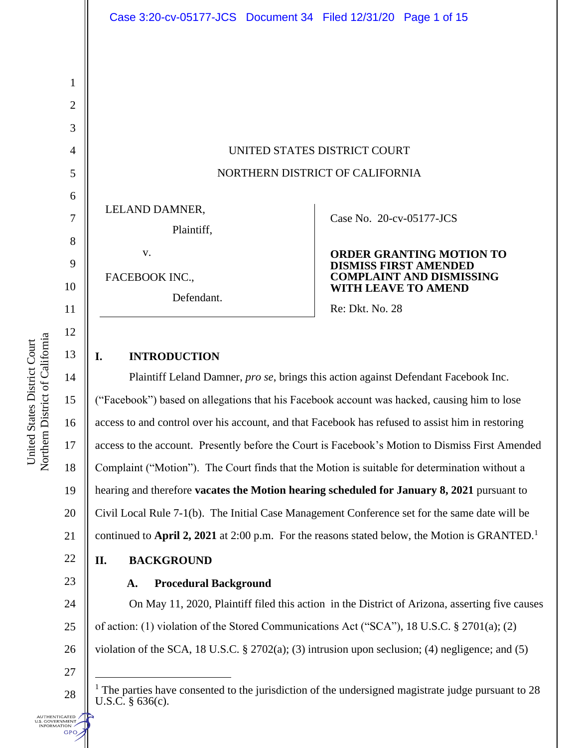UNITED STATES DISTRICT COURT

NORTHERN DISTRICT OF CALIFORNIA

LELAND DAMNER,

Plaintiff,

v.

FACEBOOK INC.,

Defendant.

Case No. 20-cv-05177-JCS

**ORDER GRANTING MOTION TO DISMISS FIRST AMENDED COMPLAINT AND DISMISSING WITH LEAVE TO AMEND**

Re: Dkt. No. 28

## I. INTRODUCTION

Plaintiff Leland Damner, *pro se*, brings this action against Defendant Facebook Inc. ("Facebook") based on allegations that his Facebook account was hacked, causing him to lose access to and control over his account, and that Facebook has refused to assist him in restoring access to the account. Presently before the Court is Facebook's Motion to Dismiss First Amended Complaint ("Motion"). The Court finds that the Motion is suitable for determination without a hearing and therefore **vacates the Motion hearing scheduled for January 8, 2021** pursuant to Civil Local Rule 7-1(b). The Initial Case Management Conference set for the same date will be continued to **April 2, 2021** at 2:00 p.m. For the reasons stated below, the Motion is GRANTED.[1]

## II. BACKGROUND

### A. Procedural Background

On May 11, 2020, Plaintiff filed this action in the District of Arizona, asserting five causes of action: (1) violation of the Stored Communications Act ("SCA"), 18 U.S.C. § 2701(a); (2) violation of the SCA, 18 U.S.C. § 2702(a); (3) intrusion upon seclusion; (4) negligence; and (5)

[1] The parties have consented to the jurisdiction of the undersigned magistrate judge pursuant to 28 U.S.C. § 636(c).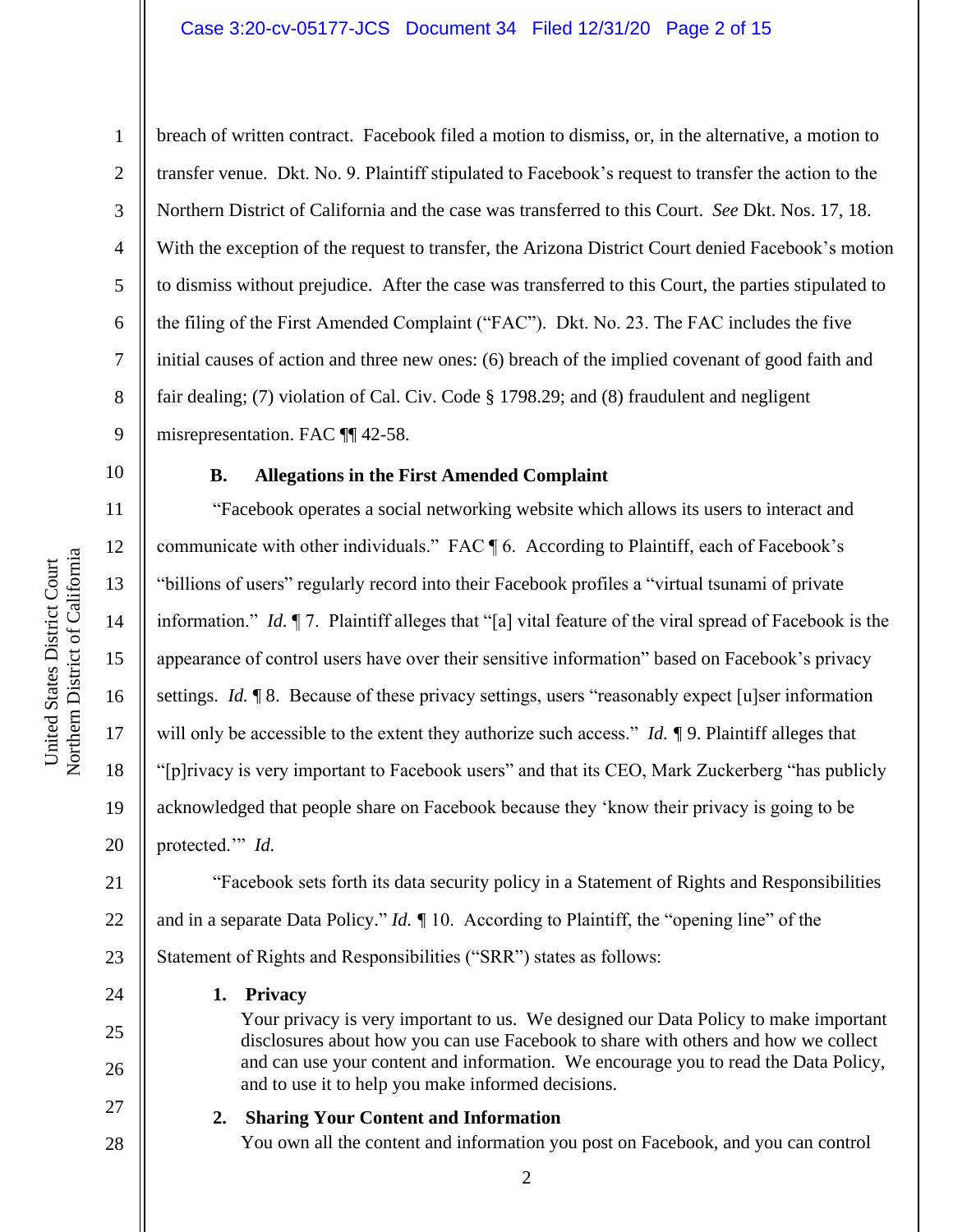breach of written contract. Facebook filed a motion to dismiss, or, in the alternative, a motion to transfer venue. Dkt. No. 9. Plaintiff stipulated to Facebook's request to transfer the action to the Northern District of California and the case was transferred to this Court. *See* Dkt. Nos. 17, 18. With the exception of the request to transfer, the Arizona District Court denied Facebook's motion to dismiss without prejudice. After the case was transferred to this Court, the parties stipulated to the filing of the First Amended Complaint ("FAC"). Dkt. No. 23. The FAC includes the five initial causes of action and three new ones: (6) breach of the implied covenant of good faith and fair dealing; (7) violation of Cal. Civ. Code § 1798.29; and (8) fraudulent and negligent misrepresentation. FAC ¶¶ 42-58.

### B. Allegations in the First Amended Complaint

"Facebook operates a social networking website which allows its users to interact and communicate with other individuals." FAC ¶ 6. According to Plaintiff, each of Facebook's "billions of users" regularly record into their Facebook profiles a "virtual tsunami of private information." *Id.* ¶ 7. Plaintiff alleges that "[a] vital feature of the viral spread of Facebook is the appearance of control users have over their sensitive information" based on Facebook's privacy settings. *Id.* ¶ 8. Because of these privacy settings, users "reasonably expect [u]ser information will only be accessible to the extent they authorize such access." *Id.* ¶ 9. Plaintiff alleges that "[p]rivacy is very important to Facebook users" and that its CEO, Mark Zuckerberg "has publicly acknowledged that people share on Facebook because they 'know their privacy is going to be protected.'" *Id.*

"Facebook sets forth its data security policy in a Statement of Rights and Responsibilities and in a separate Data Policy." *Id.* ¶ 10. According to Plaintiff, the "opening line" of the Statement of Rights and Responsibilities ("SRR") states as follows:

> **1. Privacy**
> Your privacy is very important to us. We designed our Data Policy to make important disclosures about how you can use Facebook to share with others and how we collect and can use your content and information. We encourage you to read the Data Policy, and to use it to help you make informed decisions.
>
> **2. Sharing Your Content and Information**
> You own all the content and information you post on Facebook, and you can control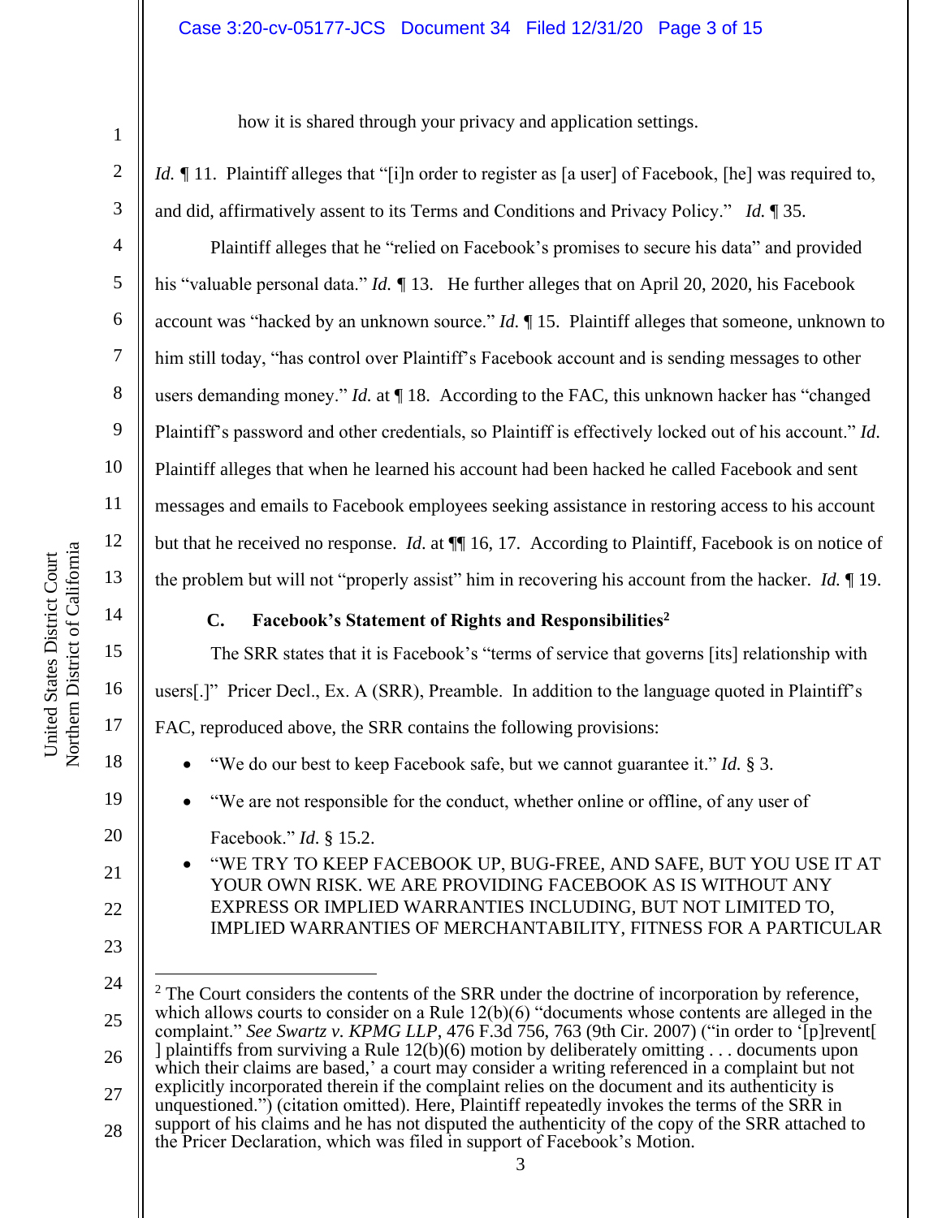how it is shared through your privacy and application settings.

*Id.* ¶ 11. Plaintiff alleges that "[i]n order to register as [a user] of Facebook, [he] was required to, and did, affirmatively assent to its Terms and Conditions and Privacy Policy." *Id.* ¶ 35.

Plaintiff alleges that he "relied on Facebook's promises to secure his data" and provided his "valuable personal data." *Id.* ¶ 13. He further alleges that on April 20, 2020, his Facebook account was "hacked by an unknown source." *Id.* ¶ 15. Plaintiff alleges that someone, unknown to him still today, "has control over Plaintiff's Facebook account and is sending messages to other users demanding money." *Id.* at ¶ 18. According to the FAC, this unknown hacker has "changed Plaintiff's password and other credentials, so Plaintiff is effectively locked out of his account." *Id.* Plaintiff alleges that when he learned his account had been hacked he called Facebook and sent messages and emails to Facebook employees seeking assistance in restoring access to his account but that he received no response. *Id.* at ¶¶ 16, 17. According to Plaintiff, Facebook is on notice of the problem but will not "properly assist" him in recovering his account from the hacker. *Id.* ¶ 19.

### C. Facebook's Statement of Rights and Responsibilities[2]

The SRR states that it is Facebook's "terms of service that governs [its] relationship with users[.]" Pricer Decl., Ex. A (SRR), Preamble. In addition to the language quoted in Plaintiff's FAC, reproduced above, the SRR contains the following provisions:

- "We do our best to keep Facebook safe, but we cannot guarantee it." *Id.* § 3.
- "We are not responsible for the conduct, whether online or offline, of any user of Facebook." *Id.* § 15.2.
- "WE TRY TO KEEP FACEBOOK UP, BUG-FREE, AND SAFE, BUT YOU USE IT AT YOUR OWN RISK. WE ARE PROVIDING FACEBOOK AS IS WITHOUT ANY EXPRESS OR IMPLIED WARRANTIES INCLUDING, BUT NOT LIMITED TO, IMPLIED WARRANTIES OF MERCHANTABILITY, FITNESS FOR A PARTICULAR

---

[2] The Court considers the contents of the SRR under the doctrine of incorporation by reference, which allows courts to consider on a Rule 12(b)(6) "documents whose contents are alleged in the complaint." *See Swartz v. KPMG LLP*, 476 F.3d 756, 763 (9th Cir. 2007) ("in order to '[p]revent[ ] plaintiffs from surviving a Rule 12(b)(6) motion by deliberately omitting . . . documents upon which their claims are based,' a court may consider a writing referenced in a complaint but not explicitly incorporated therein if the complaint relies on the document and its authenticity is unquestioned.") (citation omitted). Here, Plaintiff repeatedly invokes the terms of the SRR in support of his claims and he has not disputed the authenticity of the copy of the SRR attached to the Pricer Declaration, which was filed in support of Facebook's Motion.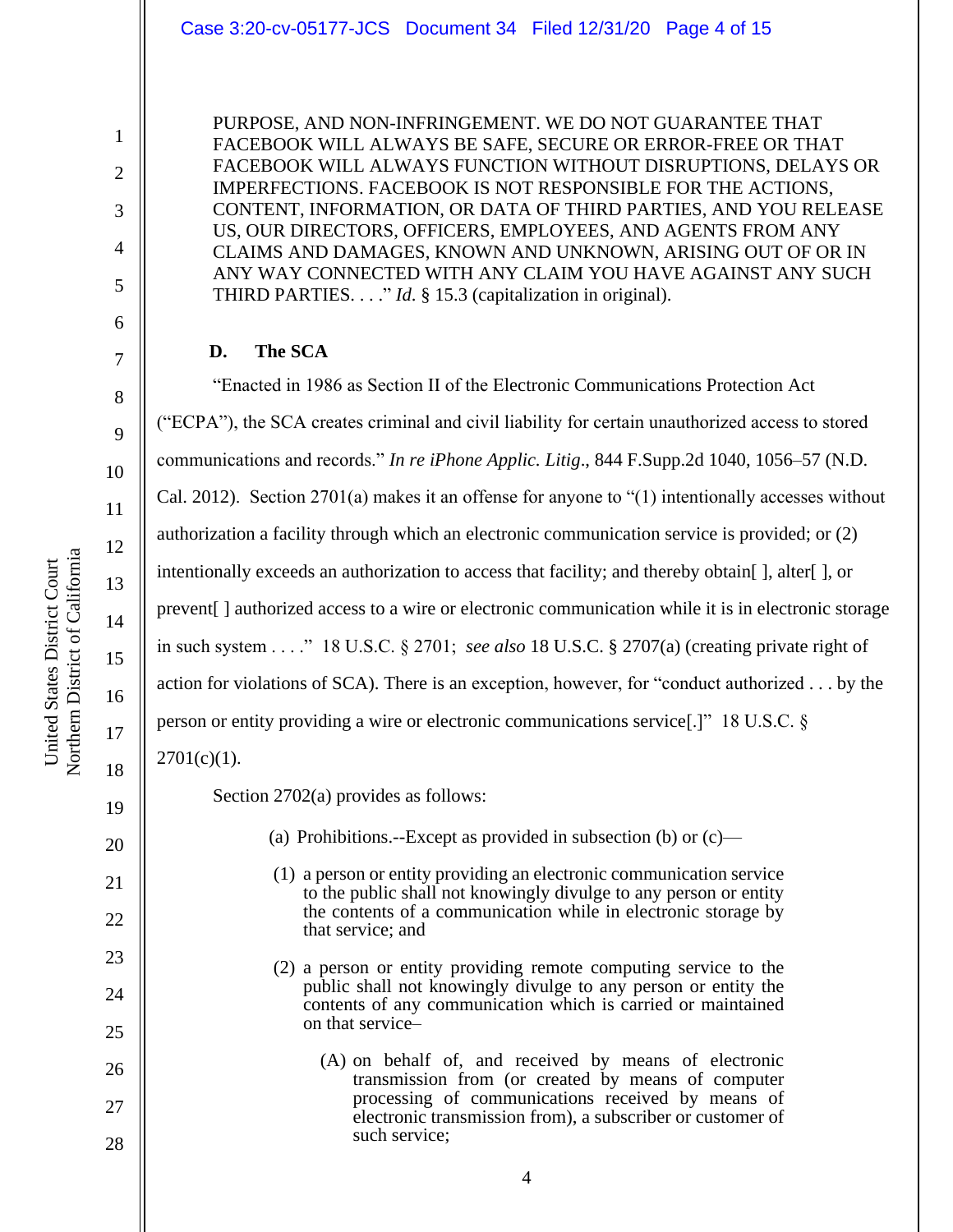PURPOSE, AND NON-INFRINGEMENT. WE DO NOT GUARANTEE THAT FACEBOOK WILL ALWAYS BE SAFE, SECURE OR ERROR-FREE OR THAT FACEBOOK WILL ALWAYS FUNCTION WITHOUT DISRUPTIONS, DELAYS OR IMPERFECTIONS. FACEBOOK IS NOT RESPONSIBLE FOR THE ACTIONS, CONTENT, INFORMATION, OR DATA OF THIRD PARTIES, AND YOU RELEASE US, OUR DIRECTORS, OFFICERS, EMPLOYEES, AND AGENTS FROM ANY CLAIMS AND DAMAGES, KNOWN AND UNKNOWN, ARISING OUT OF OR IN ANY WAY CONNECTED WITH ANY CLAIM YOU HAVE AGAINST ANY SUCH THIRD PARTIES. . . ." *Id.* § 15.3 (capitalization in original).

**D. The SCA**

"Enacted in 1986 as Section II of the Electronic Communications Protection Act ("ECPA"), the SCA creates criminal and civil liability for certain unauthorized access to stored communications and records." *In re iPhone Applic. Litig*., 844 F.Supp.2d 1040, 1056–57 (N.D. Cal. 2012). Section 2701(a) makes it an offense for anyone to "(1) intentionally accesses without authorization a facility through which an electronic communication service is provided; or (2) intentionally exceeds an authorization to access that facility; and thereby obtain[ ], alter[ ], or prevent[ ] authorized access to a wire or electronic communication while it is in electronic storage in such system . . . ." 18 U.S.C. § 2701; *see also* 18 U.S.C. § 2707(a) (creating private right of action for violations of SCA). There is an exception, however, for "conduct authorized . . . by the person or entity providing a wire or electronic communications service[.]" 18 U.S.C. § 2701(c)(1).

Section 2702(a) provides as follows:

> (a) Prohibitions.--Except as provided in subsection (b) or (c)—
>
> (1) a person or entity providing an electronic communication service to the public shall not knowingly divulge to any person or entity the contents of a communication while in electronic storage by that service; and
>
> (2) a person or entity providing remote computing service to the public shall not knowingly divulge to any person or entity the contents of any communication which is carried or maintained on that service–
>
> (A) on behalf of, and received by means of electronic transmission from (or created by means of computer processing of communications received by means of electronic transmission from), a subscriber or customer of such service;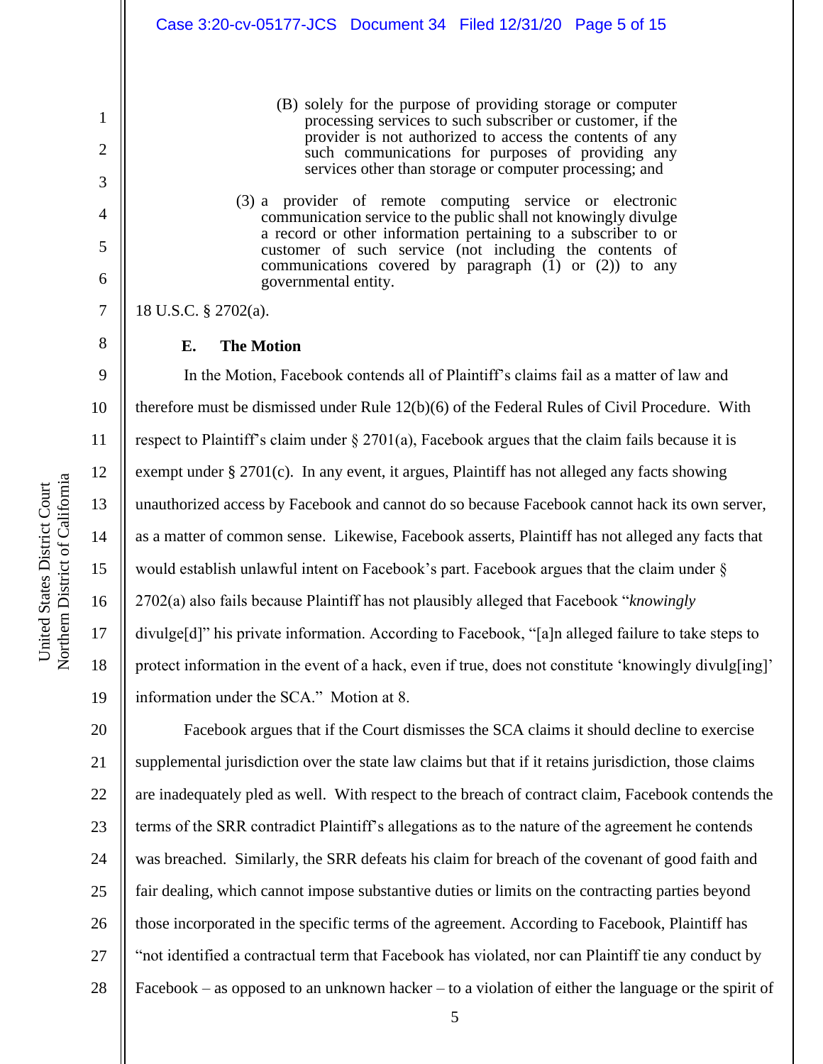> (B) solely for the purpose of providing storage or computer processing services to such subscriber or customer, if the provider is not authorized to access the contents of any such communications for purposes of providing any services other than storage or computer processing; and
>
> (3) a provider of remote computing service or electronic communication service to the public shall not knowingly divulge a record or other information pertaining to a subscriber to or customer of such service (not including the contents of communications covered by paragraph (1) or (2)) to any governmental entity.

18 U.S.C. § 2702(a).

**E. The Motion**

In the Motion, Facebook contends all of Plaintiff's claims fail as a matter of law and therefore must be dismissed under Rule 12(b)(6) of the Federal Rules of Civil Procedure. With respect to Plaintiff's claim under § 2701(a), Facebook argues that the claim fails because it is exempt under § 2701(c). In any event, it argues, Plaintiff has not alleged any facts showing unauthorized access by Facebook and cannot do so because Facebook cannot hack its own server, as a matter of common sense. Likewise, Facebook asserts, Plaintiff has not alleged any facts that would establish unlawful intent on Facebook's part. Facebook argues that the claim under § 2702(a) also fails because Plaintiff has not plausibly alleged that Facebook "*knowingly* divulge[d]" his private information. According to Facebook, "[a]n alleged failure to take steps to protect information in the event of a hack, even if true, does not constitute 'knowingly divulg[ing]' information under the SCA." Motion at 8.

Facebook argues that if the Court dismisses the SCA claims it should decline to exercise supplemental jurisdiction over the state law claims but that if it retains jurisdiction, those claims are inadequately pled as well. With respect to the breach of contract claim, Facebook contends the terms of the SRR contradict Plaintiff's allegations as to the nature of the agreement he contends was breached. Similarly, the SRR defeats his claim for breach of the covenant of good faith and fair dealing, which cannot impose substantive duties or limits on the contracting parties beyond those incorporated in the specific terms of the agreement. According to Facebook, Plaintiff has "not identified a contractual term that Facebook has violated, nor can Plaintiff tie any conduct by Facebook – as opposed to an unknown hacker – to a violation of either the language or the spirit of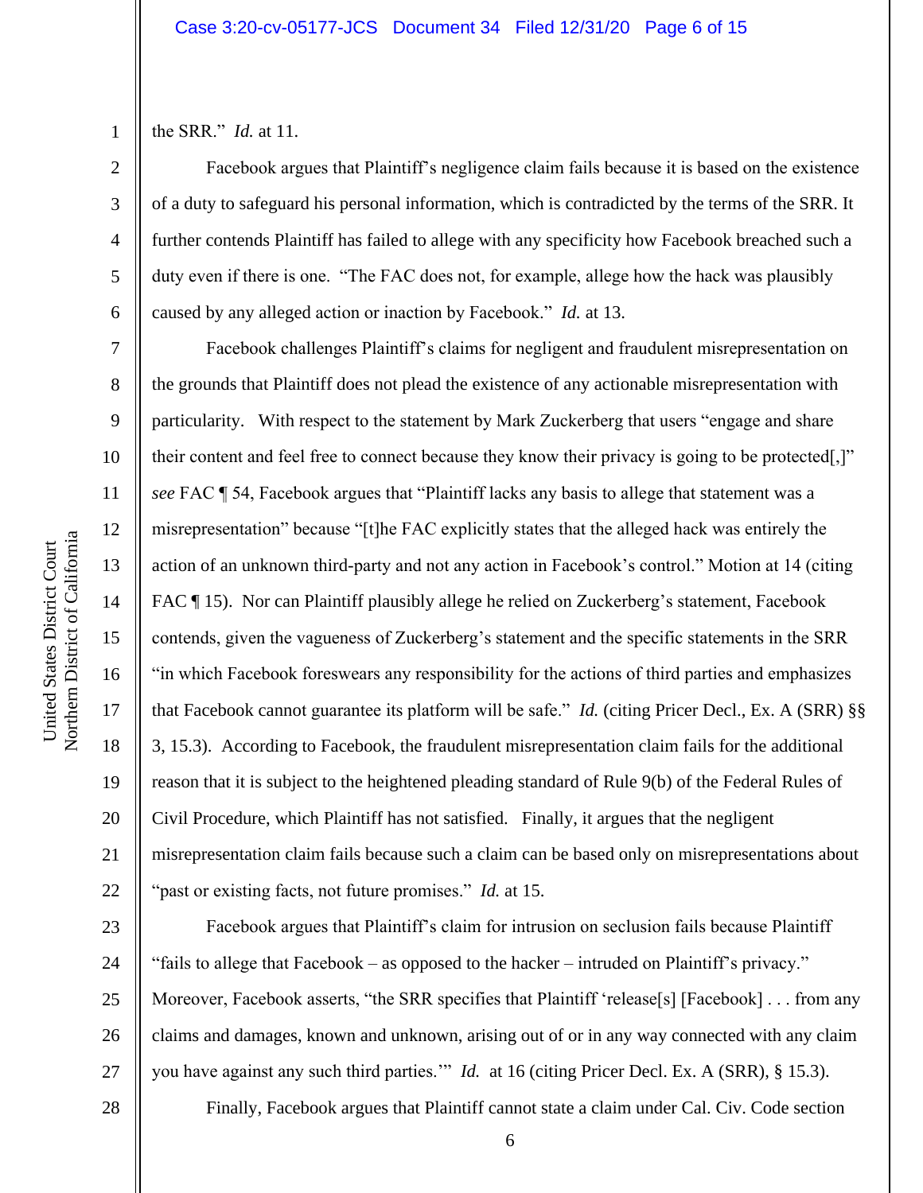the SRR." *Id.* at 11.

Facebook argues that Plaintiff's negligence claim fails because it is based on the existence of a duty to safeguard his personal information, which is contradicted by the terms of the SRR. It further contends Plaintiff has failed to allege with any specificity how Facebook breached such a duty even if there is one. "The FAC does not, for example, allege how the hack was plausibly caused by any alleged action or inaction by Facebook." *Id.* at 13.

Facebook challenges Plaintiff's claims for negligent and fraudulent misrepresentation on the grounds that Plaintiff does not plead the existence of any actionable misrepresentation with particularity. With respect to the statement by Mark Zuckerberg that users "engage and share their content and feel free to connect because they know their privacy is going to be protected[,]" *see* FAC ¶ 54, Facebook argues that "Plaintiff lacks any basis to allege that statement was a misrepresentation" because "[t]he FAC explicitly states that the alleged hack was entirely the action of an unknown third-party and not any action in Facebook's control." Motion at 14 (citing FAC ¶ 15). Nor can Plaintiff plausibly allege he relied on Zuckerberg's statement, Facebook contends, given the vagueness of Zuckerberg's statement and the specific statements in the SRR "in which Facebook foreswears any responsibility for the actions of third parties and emphasizes that Facebook cannot guarantee its platform will be safe." *Id.* (citing Pricer Decl., Ex. A (SRR) §§ 3, 15.3). According to Facebook, the fraudulent misrepresentation claim fails for the additional reason that it is subject to the heightened pleading standard of Rule 9(b) of the Federal Rules of Civil Procedure, which Plaintiff has not satisfied. Finally, it argues that the negligent misrepresentation claim fails because such a claim can be based only on misrepresentations about "past or existing facts, not future promises." *Id.* at 15.

Facebook argues that Plaintiff's claim for intrusion on seclusion fails because Plaintiff "fails to allege that Facebook – as opposed to the hacker – intruded on Plaintiff's privacy." Moreover, Facebook asserts, "the SRR specifies that Plaintiff 'release[s] [Facebook] . . . from any claims and damages, known and unknown, arising out of or in any way connected with any claim you have against any such third parties.'" *Id.* at 16 (citing Pricer Decl. Ex. A (SRR), § 15.3).

Finally, Facebook argues that Plaintiff cannot state a claim under Cal. Civ. Code section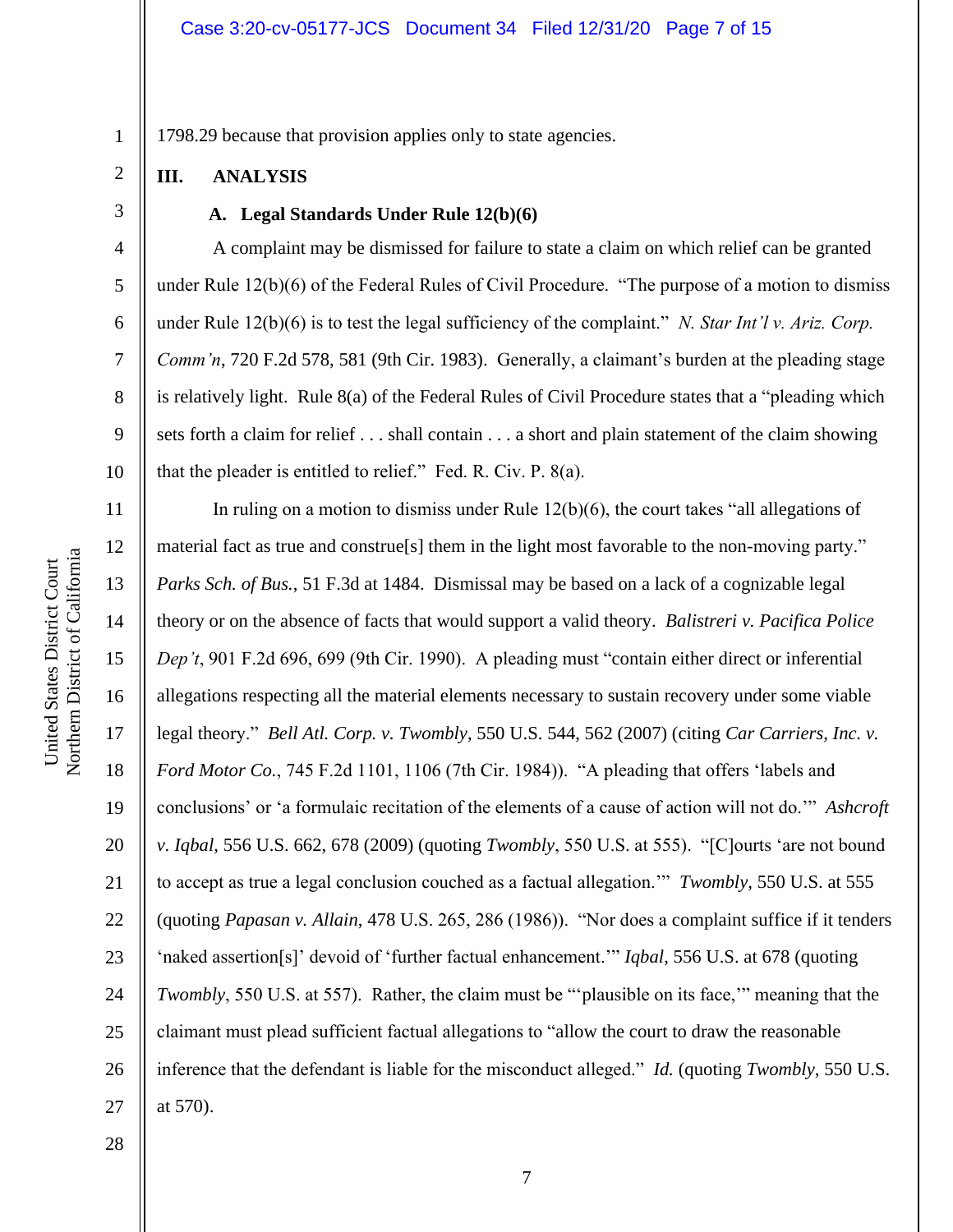1798.29 because that provision applies only to state agencies.

## III. ANALYSIS

### A. Legal Standards Under Rule 12(b)(6)

A complaint may be dismissed for failure to state a claim on which relief can be granted under Rule 12(b)(6) of the Federal Rules of Civil Procedure. "The purpose of a motion to dismiss under Rule 12(b)(6) is to test the legal sufficiency of the complaint." *N. Star Int'l v. Ariz. Corp. Comm'n*, 720 F.2d 578, 581 (9th Cir. 1983). Generally, a claimant's burden at the pleading stage is relatively light. Rule 8(a) of the Federal Rules of Civil Procedure states that a "pleading which sets forth a claim for relief . . . shall contain . . . a short and plain statement of the claim showing that the pleader is entitled to relief." Fed. R. Civ. P. 8(a).

In ruling on a motion to dismiss under Rule 12(b)(6), the court takes "all allegations of material fact as true and construe[s] them in the light most favorable to the non-moving party." *Parks Sch. of Bus.*, 51 F.3d at 1484. Dismissal may be based on a lack of a cognizable legal theory or on the absence of facts that would support a valid theory. *Balistreri v. Pacifica Police Dep't*, 901 F.2d 696, 699 (9th Cir. 1990). A pleading must "contain either direct or inferential allegations respecting all the material elements necessary to sustain recovery under some viable legal theory." *Bell Atl. Corp. v. Twombly*, 550 U.S. 544, 562 (2007) (citing *Car Carriers, Inc. v. Ford Motor Co.*, 745 F.2d 1101, 1106 (7th Cir. 1984)). "A pleading that offers 'labels and conclusions' or 'a formulaic recitation of the elements of a cause of action will not do.'" *Ashcroft v. Iqbal*, 556 U.S. 662, 678 (2009) (quoting *Twombly*, 550 U.S. at 555). "[C]ourts 'are not bound to accept as true a legal conclusion couched as a factual allegation.'" *Twombly*, 550 U.S. at 555 (quoting *Papasan v. Allain*, 478 U.S. 265, 286 (1986)). "Nor does a complaint suffice if it tenders 'naked assertion[s]' devoid of 'further factual enhancement.'" *Iqbal*, 556 U.S. at 678 (quoting *Twombly*, 550 U.S. at 557). Rather, the claim must be "'plausible on its face,'" meaning that the claimant must plead sufficient factual allegations to "allow the court to draw the reasonable inference that the defendant is liable for the misconduct alleged." *Id.* (quoting *Twombly*, 550 U.S. at 570).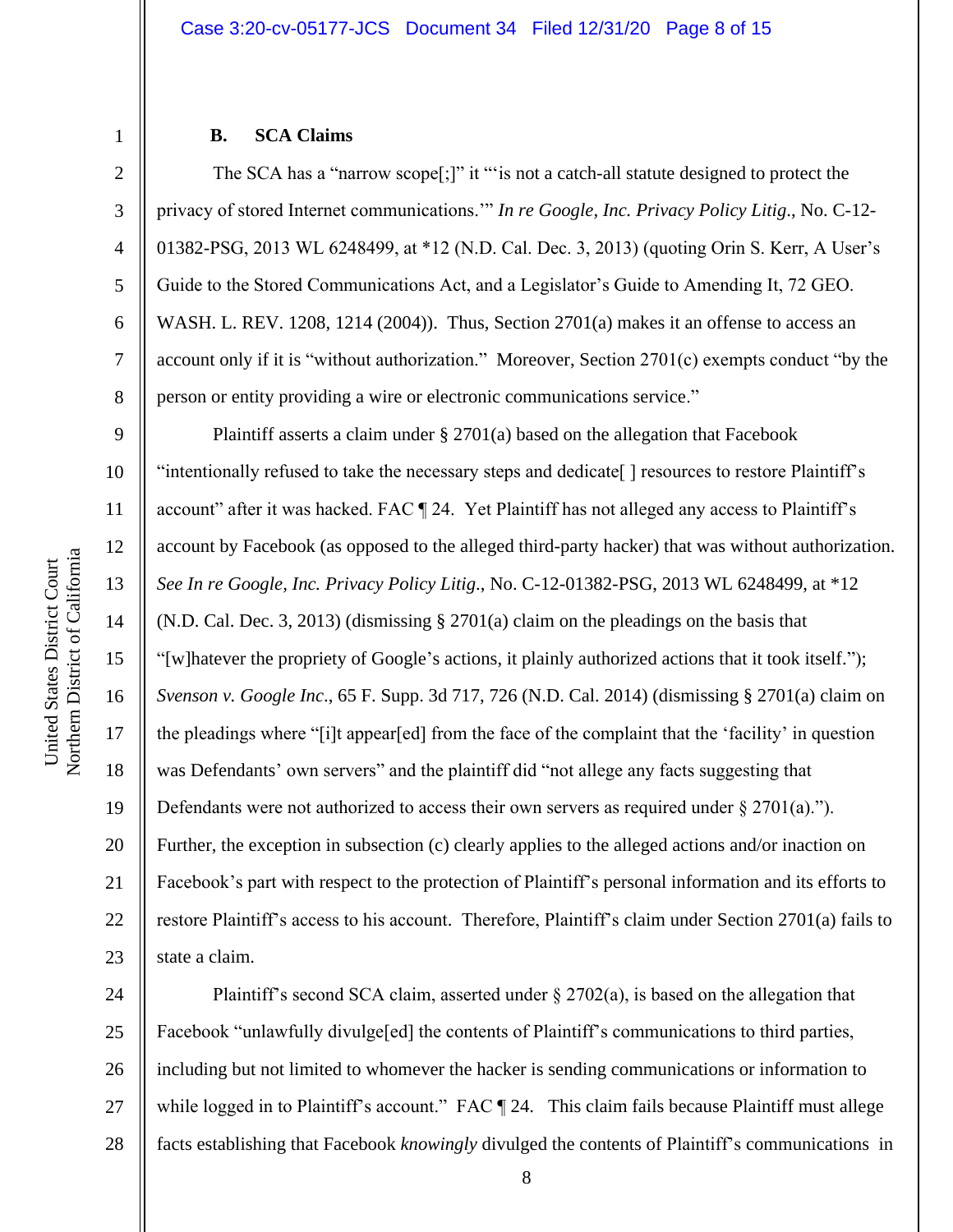### B. SCA Claims

The SCA has a "narrow scope[;]" it "'is not a catch-all statute designed to protect the privacy of stored Internet communications.'" *In re Google, Inc. Privacy Policy Litig.*, No. C-12-01382-PSG, 2013 WL 6248499, at *12 (N.D. Cal. Dec. 3, 2013) (quoting Orin S. Kerr, A User's Guide to the Stored Communications Act, and a Legislator's Guide to Amending It, 72 GEO. WASH. L. REV. 1208, 1214 (2004)). Thus, Section 2701(a) makes it an offense to access an account only if it is "without authorization." Moreover, Section 2701(c) exempts conduct "by the person or entity providing a wire or electronic communications service."

Plaintiff asserts a claim under § 2701(a) based on the allegation that Facebook "intentionally refused to take the necessary steps and dedicate[ ] resources to restore Plaintiff's account" after it was hacked. FAC ¶ 24. Yet Plaintiff has not alleged any access to Plaintiff's account by Facebook (as opposed to the alleged third-party hacker) that was without authorization. *See In re Google, Inc. Privacy Policy Litig.*, No. C-12-01382-PSG, 2013 WL 6248499, at *12 (N.D. Cal. Dec. 3, 2013) (dismissing § 2701(a) claim on the pleadings on the basis that "[w]hatever the propriety of Google's actions, it plainly authorized actions that it took itself."); *Svenson v. Google Inc.*, 65 F. Supp. 3d 717, 726 (N.D. Cal. 2014) (dismissing § 2701(a) claim on the pleadings where "[i]t appear[ed] from the face of the complaint that the 'facility' in question was Defendants' own servers" and the plaintiff did "not allege any facts suggesting that Defendants were not authorized to access their own servers as required under § 2701(a)."). Further, the exception in subsection (c) clearly applies to the alleged actions and/or inaction on Facebook's part with respect to the protection of Plaintiff's personal information and its efforts to restore Plaintiff's access to his account. Therefore, Plaintiff's claim under Section 2701(a) fails to state a claim.

Plaintiff's second SCA claim, asserted under § 2702(a), is based on the allegation that Facebook "unlawfully divulge[ed] the contents of Plaintiff's communications to third parties, including but not limited to whomever the hacker is sending communications or information to while logged in to Plaintiff's account." FAC ¶ 24. This claim fails because Plaintiff must allege facts establishing that Facebook *knowingly* divulged the contents of Plaintiff's communications in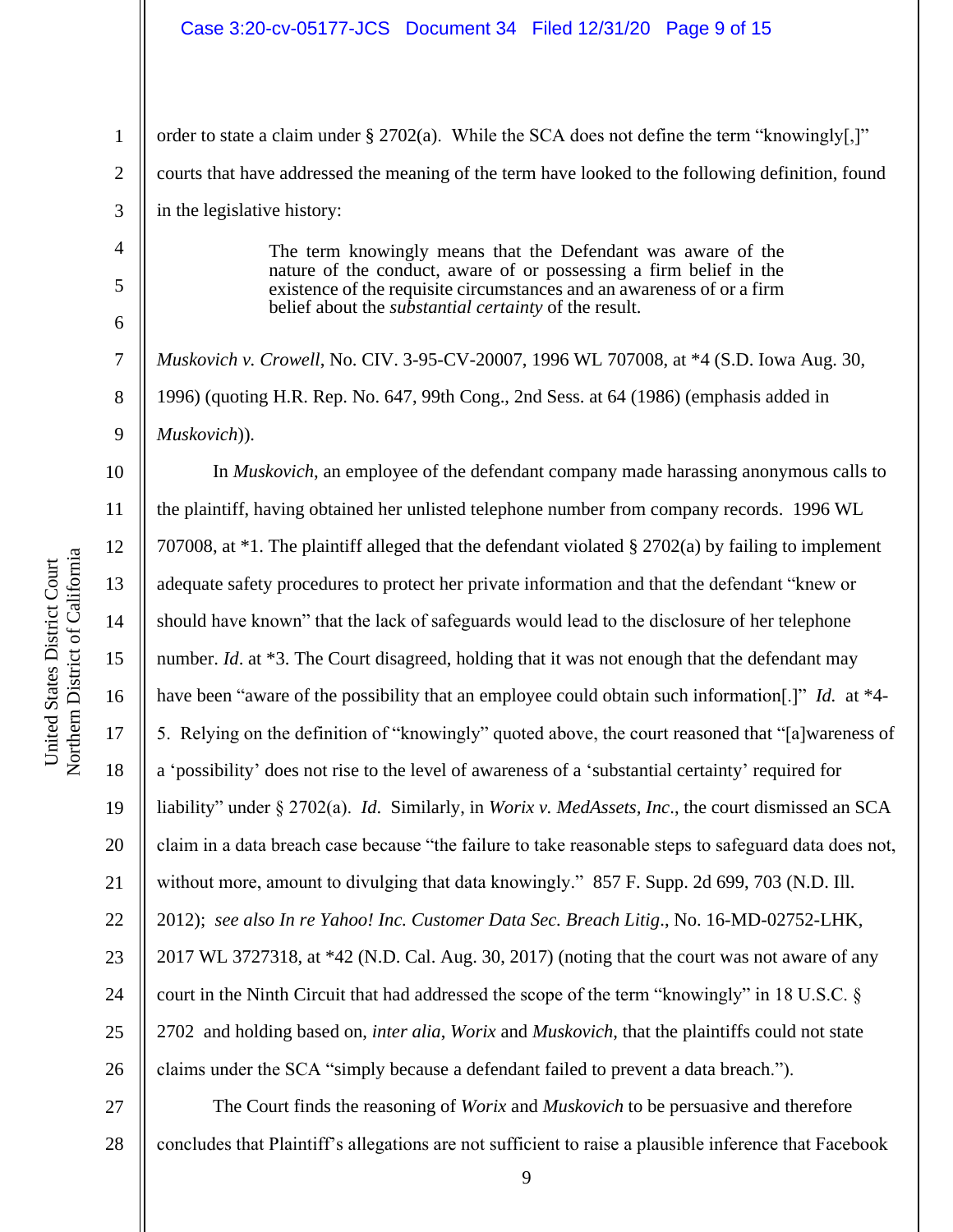order to state a claim under § 2702(a). While the SCA does not define the term "knowingly[,]" courts that have addressed the meaning of the term have looked to the following definition, found in the legislative history:

> The term knowingly means that the Defendant was aware of the nature of the conduct, aware of or possessing a firm belief in the existence of the requisite circumstances and an awareness of or a firm belief about the *substantial certainty* of the result.

*Muskovich v. Crowell*, No. CIV. 3-95-CV-20007, 1996 WL 707008, at *4 (S.D. Iowa Aug. 30, 1996) (quoting H.R. Rep. No. 647, 99th Cong., 2nd Sess. at 64 (1986) (emphasis added in *Muskovich*)).

In *Muskovich*, an employee of the defendant company made harassing anonymous calls to the plaintiff, having obtained her unlisted telephone number from company records. 1996 WL 707008, at *1. The plaintiff alleged that the defendant violated § 2702(a) by failing to implement adequate safety procedures to protect her private information and that the defendant "knew or should have known" that the lack of safeguards would lead to the disclosure of her telephone number. *Id*. at *3. The Court disagreed, holding that it was not enough that the defendant may have been "aware of the possibility that an employee could obtain such information[.]" *Id.* at *4-5. Relying on the definition of "knowingly" quoted above, the court reasoned that "[a]wareness of a 'possibility' does not rise to the level of awareness of a 'substantial certainty' required for liability" under § 2702(a). *Id.* Similarly, in *Worix v. MedAssets, Inc*., the court dismissed an SCA claim in a data breach case because "the failure to take reasonable steps to safeguard data does not, without more, amount to divulging that data knowingly." 857 F. Supp. 2d 699, 703 (N.D. Ill. 2012); *see also In re Yahoo! Inc. Customer Data Sec. Breach Litig*., No. 16-MD-02752-LHK, 2017 WL 3727318, at *42 (N.D. Cal. Aug. 30, 2017) (noting that the court was not aware of any court in the Ninth Circuit that had addressed the scope of the term "knowingly" in 18 U.S.C. § 2702 and holding based on, *inter alia*, *Worix* and *Muskovich*, that the plaintiffs could not state claims under the SCA "simply because a defendant failed to prevent a data breach.").

The Court finds the reasoning of *Worix* and *Muskovich* to be persuasive and therefore concludes that Plaintiff's allegations are not sufficient to raise a plausible inference that Facebook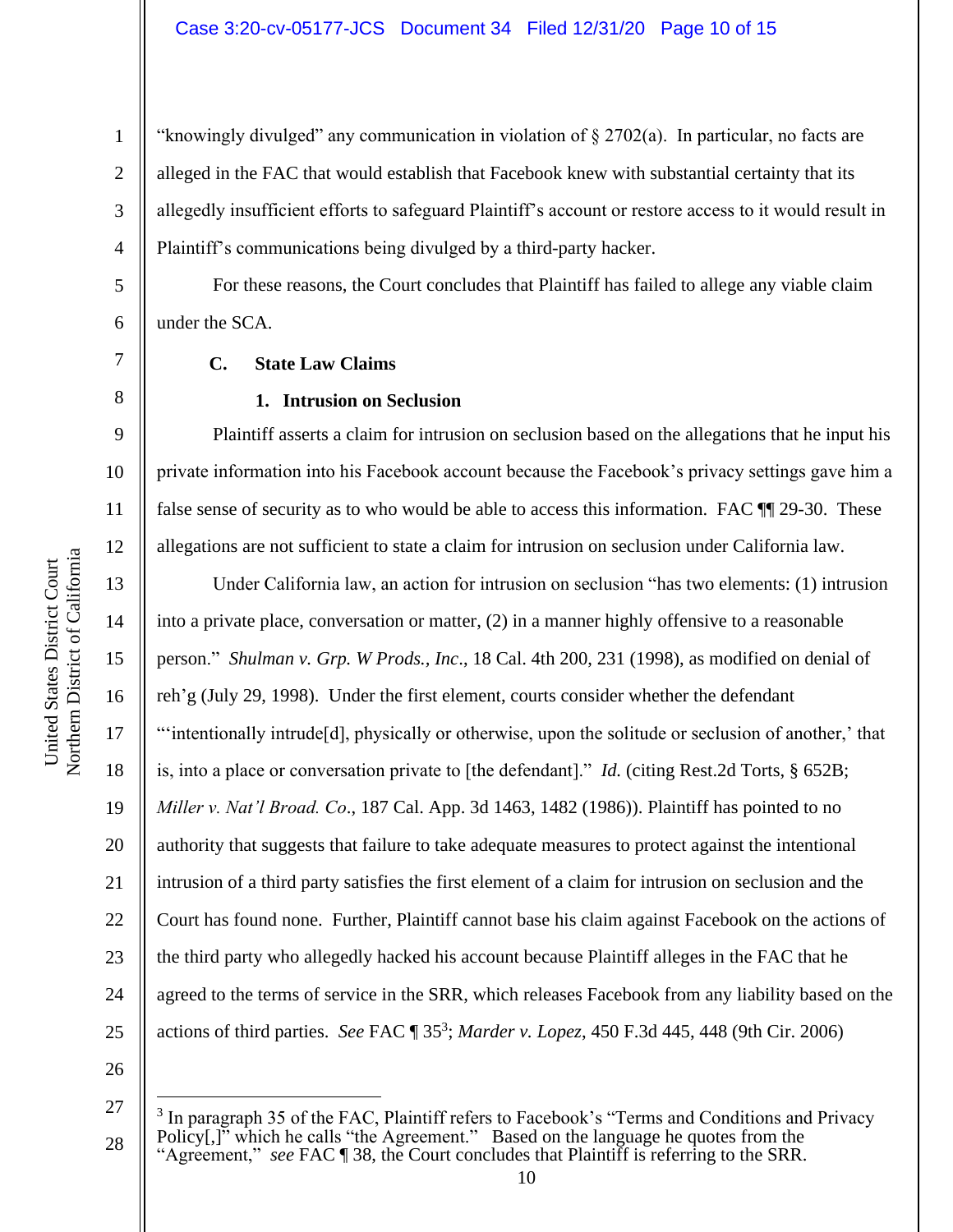"knowingly divulged" any communication in violation of § 2702(a). In particular, no facts are alleged in the FAC that would establish that Facebook knew with substantial certainty that its allegedly insufficient efforts to safeguard Plaintiff's account or restore access to it would result in Plaintiff's communications being divulged by a third-party hacker.

For these reasons, the Court concludes that Plaintiff has failed to allege any viable claim under the SCA.

### C. State Law Claims

#### 1. Intrusion on Seclusion

Plaintiff asserts a claim for intrusion on seclusion based on the allegations that he input his private information into his Facebook account because the Facebook's privacy settings gave him a false sense of security as to who would be able to access this information. FAC ¶¶ 29-30. These allegations are not sufficient to state a claim for intrusion on seclusion under California law.

Under California law, an action for intrusion on seclusion "has two elements: (1) intrusion into a private place, conversation or matter, (2) in a manner highly offensive to a reasonable person." *Shulman v. Grp. W Prods., Inc*., 18 Cal. 4th 200, 231 (1998), as modified on denial of reh'g (July 29, 1998). Under the first element, courts consider whether the defendant "'intentionally intrude[d], physically or otherwise, upon the solitude or seclusion of another,' that is, into a place or conversation private to [the defendant]." *Id.* (citing Rest.2d Torts, § 652B; *Miller v. Nat'l Broad. Co*., 187 Cal. App. 3d 1463, 1482 (1986)). Plaintiff has pointed to no authority that suggests that failure to take adequate measures to protect against the intentional intrusion of a third party satisfies the first element of a claim for intrusion on seclusion and the Court has found none. Further, Plaintiff cannot base his claim against Facebook on the actions of the third party who allegedly hacked his account because Plaintiff alleges in the FAC that he agreed to the terms of service in the SRR, which releases Facebook from any liability based on the actions of third parties. *See* FAC ¶ 35[3]; *Marder v. Lopez*, 450 F.3d 445, 448 (9th Cir. 2006)

---

[3] In paragraph 35 of the FAC, Plaintiff refers to Facebook's "Terms and Conditions and Privacy Policy[,]" which he calls "the Agreement." Based on the language he quotes from the "Agreement," *see* FAC ¶ 38, the Court concludes that Plaintiff is referring to the SRR.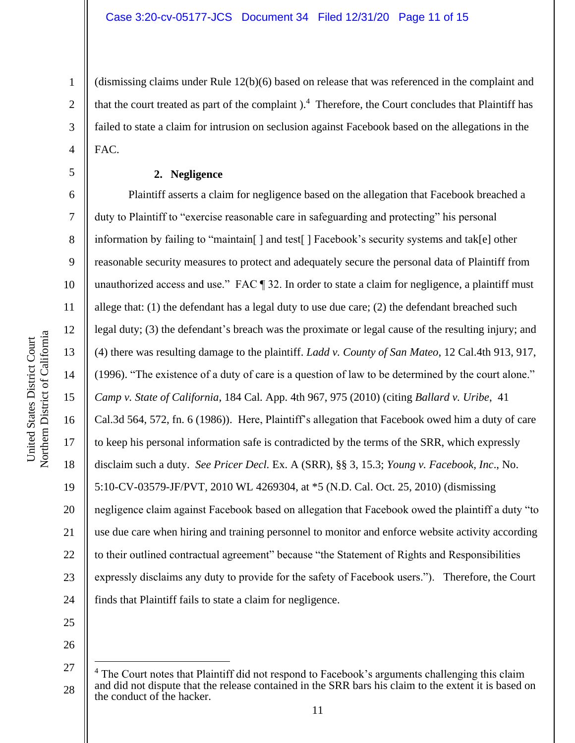(dismissing claims under Rule 12(b)(6) based on release that was referenced in the complaint and that the court treated as part of the complaint ).[4] Therefore, the Court concludes that Plaintiff has failed to state a claim for intrusion on seclusion against Facebook based on the allegations in the FAC.

**2. Negligence**

Plaintiff asserts a claim for negligence based on the allegation that Facebook breached a duty to Plaintiff to "exercise reasonable care in safeguarding and protecting" his personal information by failing to "maintain[ ] and test[ ] Facebook's security systems and tak[e] other reasonable security measures to protect and adequately secure the personal data of Plaintiff from unauthorized access and use." FAC ¶ 32. In order to state a claim for negligence, a plaintiff must allege that: (1) the defendant has a legal duty to use due care; (2) the defendant breached such legal duty; (3) the defendant's breach was the proximate or legal cause of the resulting injury; and (4) there was resulting damage to the plaintiff. *Ladd v. County of San Mateo*, 12 Cal.4th 913, 917, (1996). "The existence of a duty of care is a question of law to be determined by the court alone." *Camp v. State of California*, 184 Cal. App. 4th 967, 975 (2010) (citing *Ballard v. Uribe*, 41 Cal.3d 564, 572, fn. 6 (1986)). Here, Plaintiff's allegation that Facebook owed him a duty of care to keep his personal information safe is contradicted by the terms of the SRR, which expressly disclaim such a duty. *See Pricer Decl.* Ex. A (SRR), §§ 3, 15.3; *Young v. Facebook, Inc*., No. 5:10-CV-03579-JF/PVT, 2010 WL 4269304, at *5 (N.D. Cal. Oct. 25, 2010) (dismissing negligence claim against Facebook based on allegation that Facebook owed the plaintiff a duty "to use due care when hiring and training personnel to monitor and enforce website activity according to their outlined contractual agreement" because "the Statement of Rights and Responsibilities expressly disclaims any duty to provide for the safety of Facebook users."). Therefore, the Court finds that Plaintiff fails to state a claim for negligence.

---

[4] The Court notes that Plaintiff did not respond to Facebook's arguments challenging this claim and did not dispute that the release contained in the SRR bars his claim to the extent it is based on the conduct of the hacker.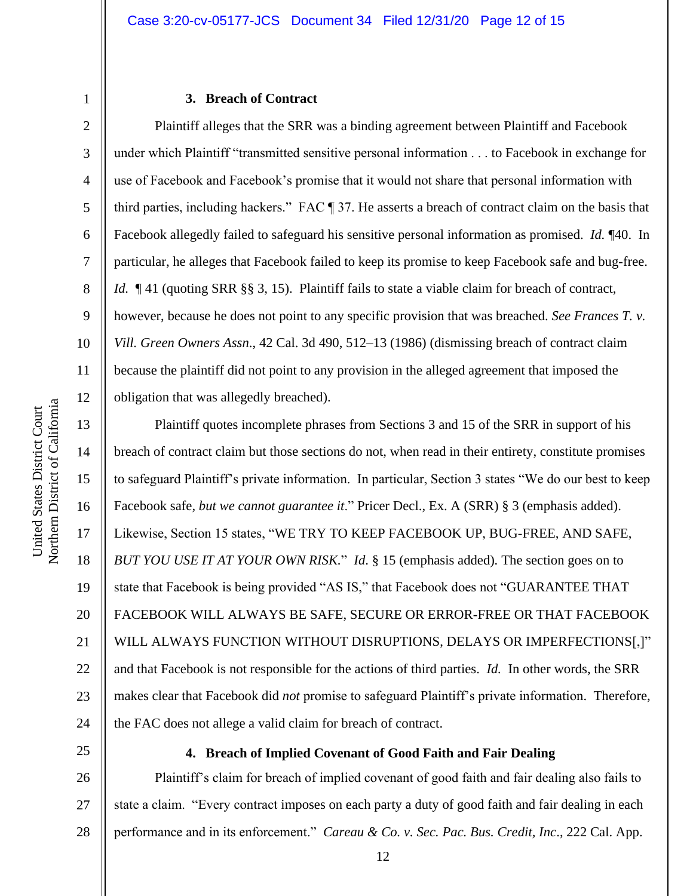### 3. Breach of Contract

Plaintiff alleges that the SRR was a binding agreement between Plaintiff and Facebook under which Plaintiff "transmitted sensitive personal information . . . to Facebook in exchange for use of Facebook and Facebook's promise that it would not share that personal information with third parties, including hackers." FAC ¶ 37. He asserts a breach of contract claim on the basis that Facebook allegedly failed to safeguard his sensitive personal information as promised. *Id.* ¶40. In particular, he alleges that Facebook failed to keep its promise to keep Facebook safe and bug-free. *Id.* ¶ 41 (quoting SRR §§ 3, 15). Plaintiff fails to state a viable claim for breach of contract, however, because he does not point to any specific provision that was breached. *See Frances T. v. Vill. Green Owners Assn.*, 42 Cal. 3d 490, 512–13 (1986) (dismissing breach of contract claim because the plaintiff did not point to any provision in the alleged agreement that imposed the obligation that was allegedly breached).

Plaintiff quotes incomplete phrases from Sections 3 and 15 of the SRR in support of his breach of contract claim but those sections do not, when read in their entirety, constitute promises to safeguard Plaintiff's private information. In particular, Section 3 states "We do our best to keep Facebook safe, *but we cannot guarantee it*." Pricer Decl., Ex. A (SRR) § 3 (emphasis added). Likewise, Section 15 states, "WE TRY TO KEEP FACEBOOK UP, BUG-FREE, AND SAFE, *BUT YOU USE IT AT YOUR OWN RISK*." *Id.* § 15 (emphasis added). The section goes on to state that Facebook is being provided "AS IS," that Facebook does not "GUARANTEE THAT FACEBOOK WILL ALWAYS BE SAFE, SECURE OR ERROR-FREE OR THAT FACEBOOK WILL ALWAYS FUNCTION WITHOUT DISRUPTIONS, DELAYS OR IMPERFECTIONS[,]" and that Facebook is not responsible for the actions of third parties. *Id.* In other words, the SRR makes clear that Facebook did *not* promise to safeguard Plaintiff's private information. Therefore, the FAC does not allege a valid claim for breach of contract.

### 4. Breach of Implied Covenant of Good Faith and Fair Dealing

Plaintiff's claim for breach of implied covenant of good faith and fair dealing also fails to state a claim. "Every contract imposes on each party a duty of good faith and fair dealing in each performance and in its enforcement." *Careau & Co. v. Sec. Pac. Bus. Credit, Inc.*, 222 Cal. App.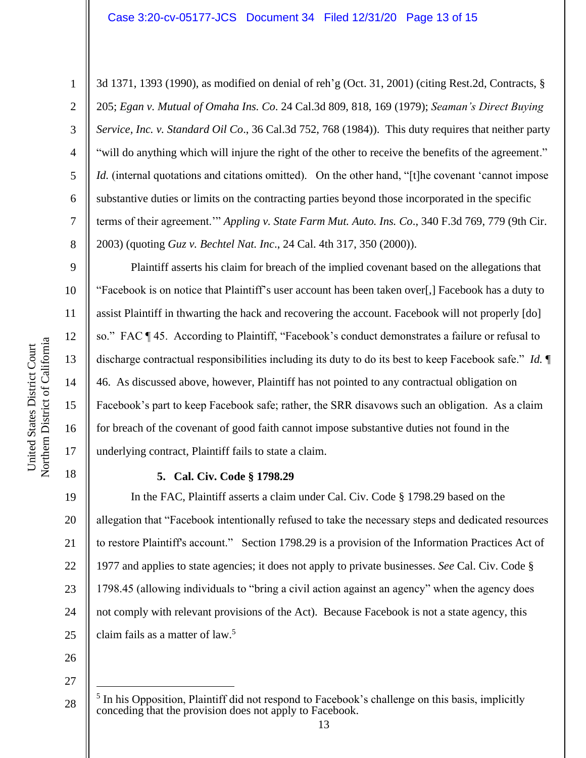3d 1371, 1393 (1990), as modified on denial of reh'g (Oct. 31, 2001) (citing Rest.2d, Contracts, § 205; *Egan v. Mutual of Omaha Ins. Co*. 24 Cal.3d 809, 818, 169 (1979); *Seaman's Direct Buying Service, Inc. v. Standard Oil Co*., 36 Cal.3d 752, 768 (1984)). This duty requires that neither party "will do anything which will injure the right of the other to receive the benefits of the agreement." *Id.* (internal quotations and citations omitted). On the other hand, "[t]he covenant 'cannot impose substantive duties or limits on the contracting parties beyond those incorporated in the specific terms of their agreement.'" *Appling v. State Farm Mut. Auto. Ins. Co*., 340 F.3d 769, 779 (9th Cir. 2003) (quoting *Guz v. Bechtel Nat. Inc*., 24 Cal. 4th 317, 350 (2000)).

Plaintiff asserts his claim for breach of the implied covenant based on the allegations that "Facebook is on notice that Plaintiff's user account has been taken over[,] Facebook has a duty to assist Plaintiff in thwarting the hack and recovering the account. Facebook will not properly [do] so." FAC ¶ 45. According to Plaintiff, "Facebook's conduct demonstrates a failure or refusal to discharge contractual responsibilities including its duty to do its best to keep Facebook safe." *Id.* ¶ 46. As discussed above, however, Plaintiff has not pointed to any contractual obligation on Facebook's part to keep Facebook safe; rather, the SRR disavows such an obligation. As a claim for breach of the covenant of good faith cannot impose substantive duties not found in the underlying contract, Plaintiff fails to state a claim.

**5. Cal. Civ. Code § 1798.29**

In the FAC, Plaintiff asserts a claim under Cal. Civ. Code § 1798.29 based on the allegation that "Facebook intentionally refused to take the necessary steps and dedicated resources to restore Plaintiff's account." Section 1798.29 is a provision of the Information Practices Act of 1977 and applies to state agencies; it does not apply to private businesses. *See* Cal. Civ. Code § 1798.45 (allowing individuals to "bring a civil action against an agency" when the agency does not comply with relevant provisions of the Act). Because Facebook is not a state agency, this claim fails as a matter of law.[5]

---

[5] In his Opposition, Plaintiff did not respond to Facebook's challenge on this basis, implicitly conceding that the provision does not apply to Facebook.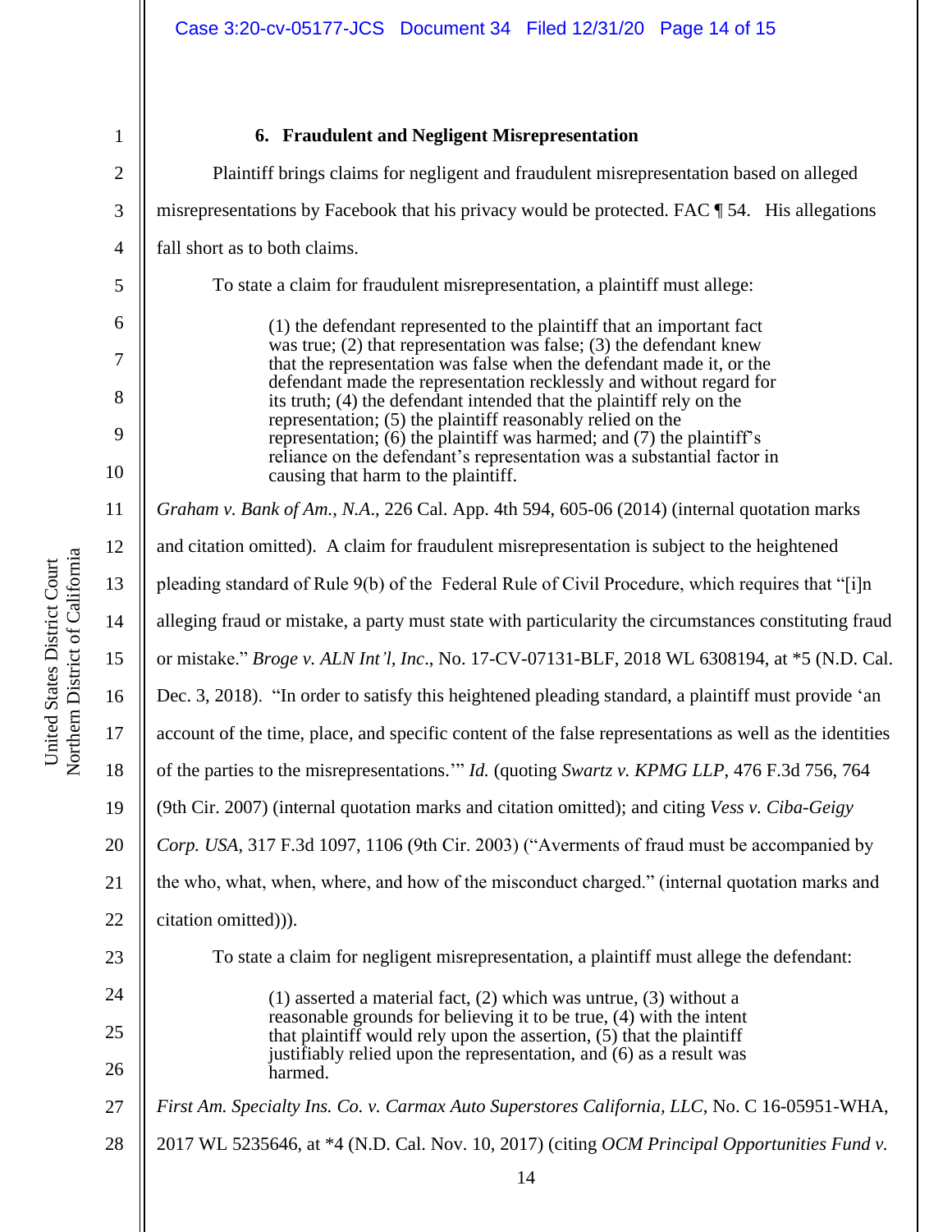### 6. Fraudulent and Negligent Misrepresentation

Plaintiff brings claims for negligent and fraudulent misrepresentation based on alleged misrepresentations by Facebook that his privacy would be protected. FAC ¶ 54. His allegations fall short as to both claims.

To state a claim for fraudulent misrepresentation, a plaintiff must allege:

> (1) the defendant represented to the plaintiff that an important fact was true; (2) that representation was false; (3) the defendant knew that the representation was false when the defendant made it, or the defendant made the representation recklessly and without regard for its truth; (4) the defendant intended that the plaintiff rely on the representation; (5) the plaintiff reasonably relied on the representation; (6) the plaintiff was harmed; and (7) the plaintiff's reliance on the defendant's representation was a substantial factor in causing that harm to the plaintiff.

*Graham v. Bank of Am., N.A.*, 226 Cal. App. 4th 594, 605-06 (2014) (internal quotation marks and citation omitted). A claim for fraudulent misrepresentation is subject to the heightened pleading standard of Rule 9(b) of the Federal Rule of Civil Procedure, which requires that "[i]n alleging fraud or mistake, a party must state with particularity the circumstances constituting fraud or mistake." *Broge v. ALN Int'l, Inc*., No. 17-CV-07131-BLF, 2018 WL 6308194, at *5 (N.D. Cal. Dec. 3, 2018). "In order to satisfy this heightened pleading standard, a plaintiff must provide 'an account of the time, place, and specific content of the false representations as well as the identities of the parties to the misrepresentations.'" *Id.* (quoting *Swartz v. KPMG LLP*, 476 F.3d 756, 764 (9th Cir. 2007) (internal quotation marks and citation omitted); and citing *Vess v. Ciba-Geigy Corp. USA*, 317 F.3d 1097, 1106 (9th Cir. 2003) ("Averments of fraud must be accompanied by the who, what, when, where, and how of the misconduct charged." (internal quotation marks and citation omitted))).

To state a claim for negligent misrepresentation, a plaintiff must allege the defendant:

> (1) asserted a material fact, (2) which was untrue, (3) without a reasonable grounds for believing it to be true, (4) with the intent that plaintiff would rely upon the assertion, (5) that the plaintiff justifiably relied upon the representation, and (6) as a result was harmed.

*First Am. Specialty Ins. Co. v. Carmax Auto Superstores California, LLC*, No. C 16-05951-WHA, 2017 WL 5235646, at *4 (N.D. Cal. Nov. 10, 2017) (citing *OCM Principal Opportunities Fund v.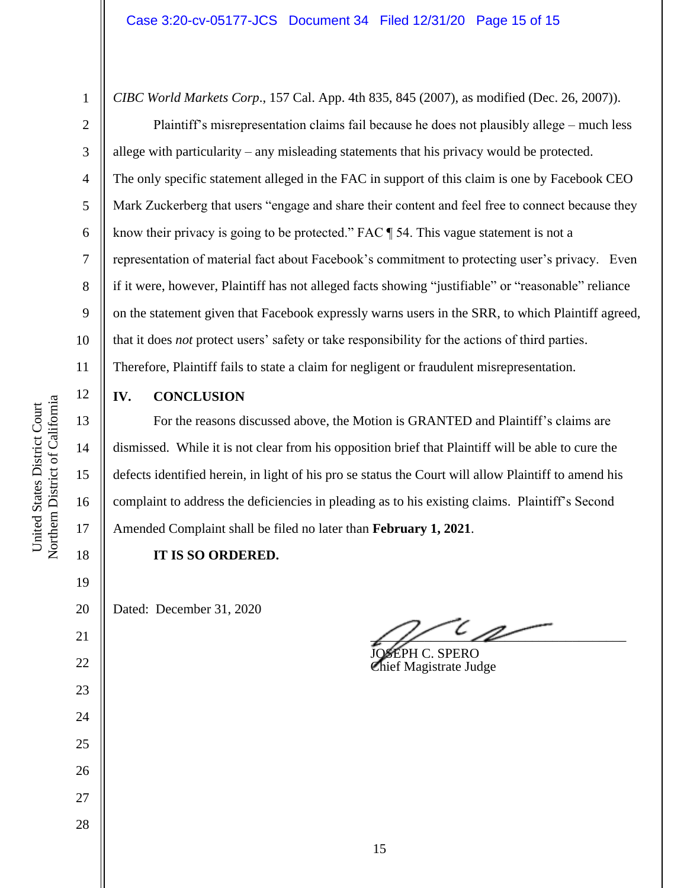*CIBC World Markets Corp*., 157 Cal. App. 4th 835, 845 (2007), as modified (Dec. 26, 2007)).

Plaintiff's misrepresentation claims fail because he does not plausibly allege – much less allege with particularity – any misleading statements that his privacy would be protected. The only specific statement alleged in the FAC in support of this claim is one by Facebook CEO Mark Zuckerberg that users "engage and share their content and feel free to connect because they know their privacy is going to be protected." FAC ¶ 54. This vague statement is not a representation of material fact about Facebook's commitment to protecting user's privacy. Even if it were, however, Plaintiff has not alleged facts showing "justifiable" or "reasonable" reliance on the statement given that Facebook expressly warns users in the SRR, to which Plaintiff agreed, that it does *not* protect users' safety or take responsibility for the actions of third parties. Therefore, Plaintiff fails to state a claim for negligent or fraudulent misrepresentation.

## IV. CONCLUSION

For the reasons discussed above, the Motion is GRANTED and Plaintiff's claims are dismissed. While it is not clear from his opposition brief that Plaintiff will be able to cure the defects identified herein, in light of his pro se status the Court will allow Plaintiff to amend his complaint to address the deficiencies in pleading as to his existing claims. Plaintiff's Second Amended Complaint shall be filed no later than **February 1, 2021**.

**IT IS SO ORDERED.**

Dated: December 31, 2020

JOSEPH C. SPERO
Chief Magistrate Judge